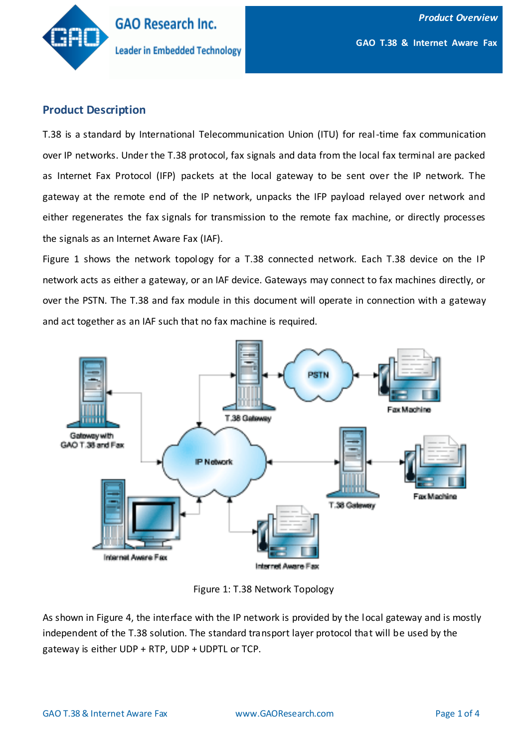## Product Description

T.38 is a standard by International Telecommunication Union (ITU) for real-time fax communication over IP networks. Under the T.38 protocol, fax signals and data from the local fax terminal are packed as Internet Fax Protocol (IFP) packets at the local gateway to be sent over the IP network. The gateway at the remote end of the IP network, unpacks the IFP payload relayed over network and either regenerates the fax signals for transmission to the remote fax machine, or directly processes the signals as an Internet Aware Fax (IAF).

Figure 1 shows the network topology for a T.38 connected network. Each T.38 device on the IP network acts as either a gateway, or an IAF device. Gateways may connect to fax machines directly, or over the PSTN. The T.38 and fax module in this document will operate in connection with a gateway and act together as an IAF such that no fax machine is required.

Gateway with GAO T.38 and Fax

T.38 Gateway

PSTN

Fax Machine

IP Network

T.38 Gateway

Fax Machine

Internet Aware Fax

Internet Aware Fax

Figure 1: T.38 Network Topology

As shown in Figure 4, the interface with the IP network is provided by the local gateway and is mostly independent of the T.38 solution. The standard transport layer protocol that will be used by the gateway is either UDP + RTP, UDP + UDPTL or TCP.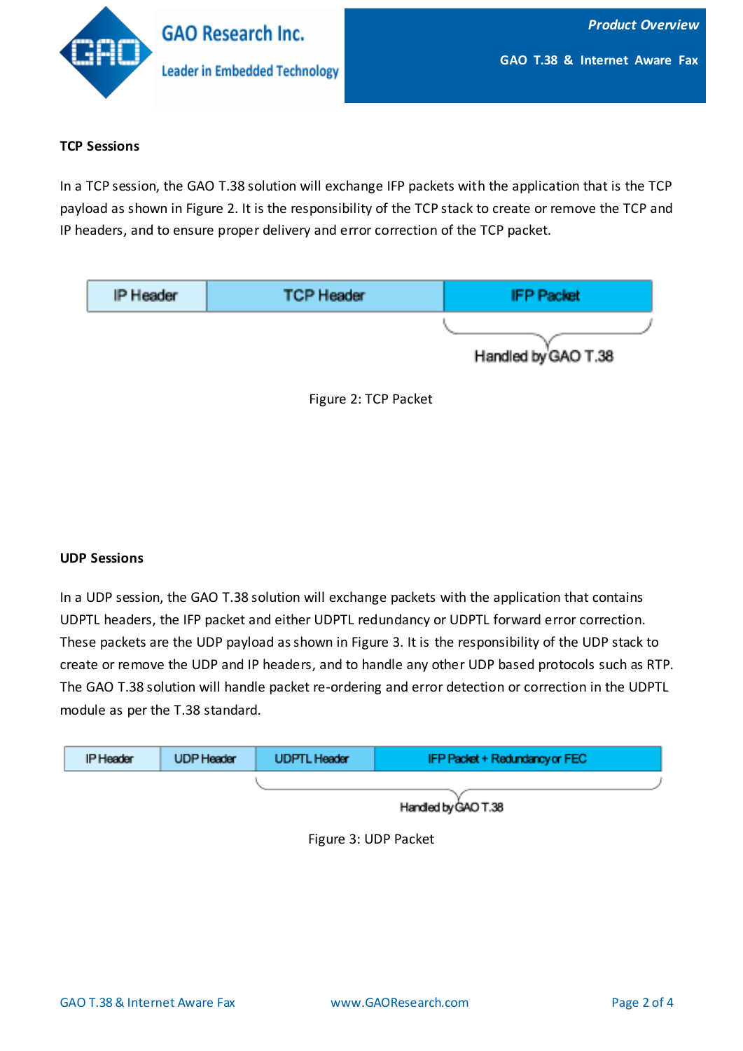### TCP Sessions

In a TCP session, the GAO T.38 solution will exchange IFP packets with the application that is the TCP payload as shown in Figure 2. It is the responsibility of the TCP stack to create or remove the TCP and IP headers, and to ensure proper delivery and error correction of the TCP packet.

IP Header
TCP Header
IFP Packet
Handled by GAO T.38

Figure 2: TCP Packet

### UDP Sessions

In a UDP session, the GAO T.38 solution will exchange packets with the application that contains UDPTL headers, the IFP packet and either UDPTL redundancy or UDPTL forward error correction. These packets are the UDP payload as shown in Figure 3. It is the responsibility of the UDP stack to create or remove the UDP and IP headers, and to handle any other UDP based protocols such as RTP. The GAO T.38 solution will handle packet re-ordering and error detection or correction in the UDPTL module as per the T.38 standard.

IP Header
UDP Header
UDPTL Header
IFP Packet + Redundancy or FEC
Handled by GAO T.38

Figure 3: UDP Packet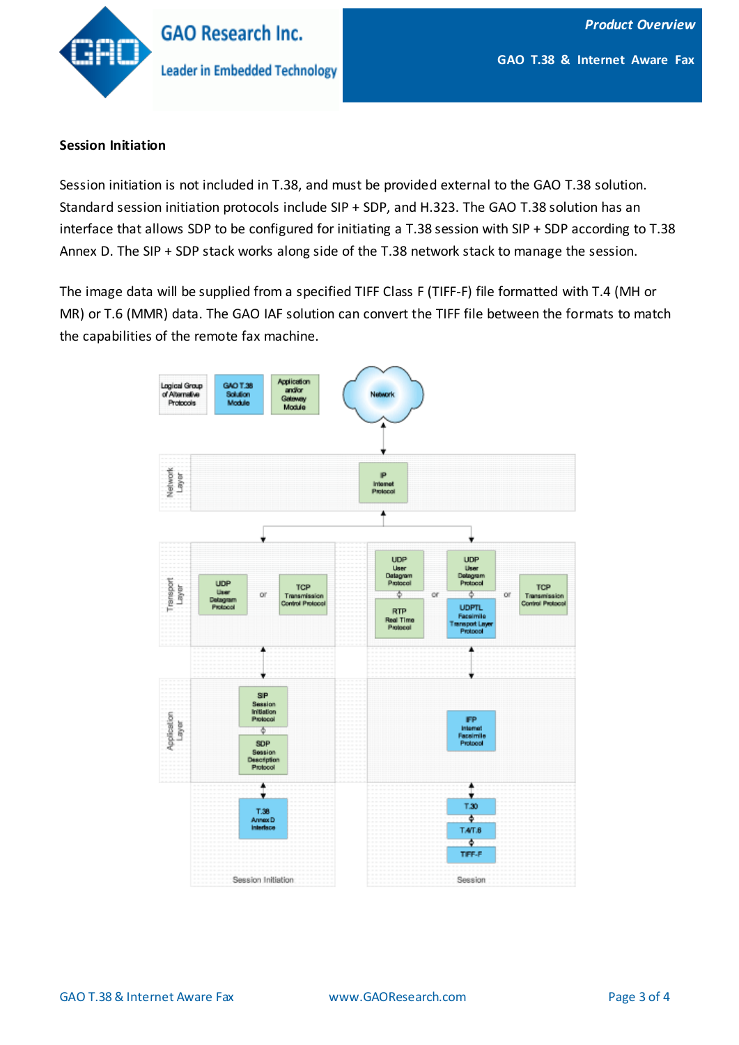## Session Initiation

Session initiation is not included in T.38, and must be provided external to the GAO T.38 solution. Standard session initiation protocols include SIP + SDP, and H.323. The GAO T.38 solution has an interface that allows SDP to be configured for initiating a T.38 session with SIP + SDP according to T.38 Annex D. The SIP + SDP stack works along side of the T.38 network stack to manage the session.

The image data will be supplied from a specified TIFF Class F (TIFF-F) file formatted with T.4 (MH or MR) or T.6 (MMR) data. The GAO IAF solution can convert the TIFF file between the formats to match the capabilities of the remote fax machine.

Logical Group of Alternative Protocols

GAO T.38 Solution Module

Application and/or Gateway Module

Network

Network Layer

IP Internet Protocol

Transport Layer

UDP User Datagram Protocol

or

TCP Transmission Control Protocol

UDP User Datagram Protocol

RTP Real Time Protocol

or

UDP User Datagram Protocol

UDPTL Facsimile Transport Layer Protocol

or

TCP Transmission Control Protocol

Application Layer

SIP Session Initiation Protocol

SDP Session Description Protocol

IFP Internet Facsimile Protocol

T.38 Annex D Interface

T.30

T.4/T.6

TIFF-F

Session Initiation

Session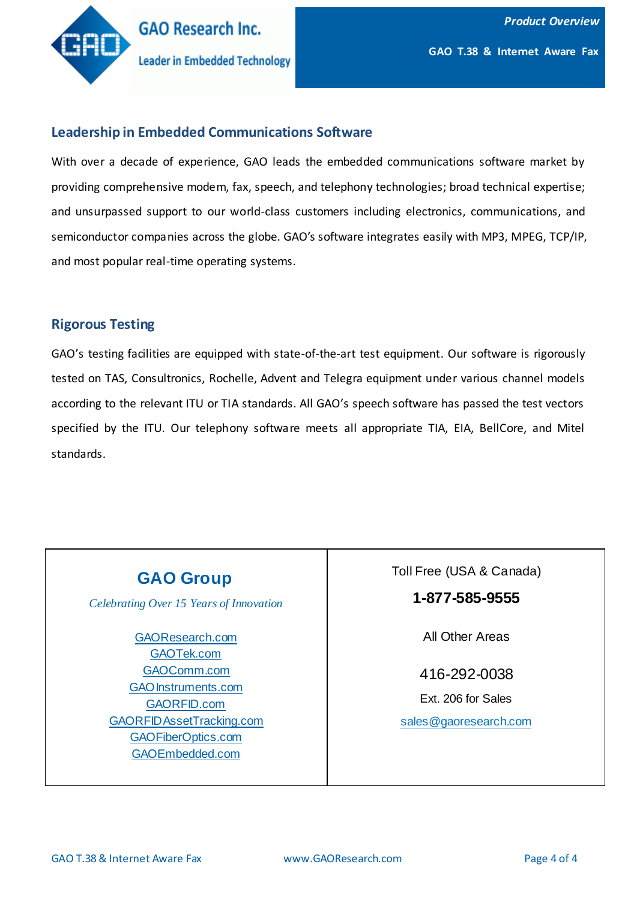## Leadership in Embedded Communications Software

With over a decade of experience, GAO leads the embedded communications software market by providing comprehensive modem, fax, speech, and telephony technologies; broad technical expertise; and unsurpassed support to our world-class customers including electronics, communications, and semiconductor companies across the globe. GAO's software integrates easily with MP3, MPEG, TCP/IP, and most popular real-time operating systems.

## Rigorous Testing

GAO's testing facilities are equipped with state-of-the-art test equipment. Our software is rigorously tested on TAS, Consultronics, Rochelle, Advent and Telegra equipment under various channel models according to the relevant ITU or TIA standards. All GAO's speech software has passed the test vectors specified by the ITU. Our telephony software meets all appropriate TIA, EIA, BellCore, and Mitel standards.

| | |
|---|---|
| **GAO Group**<br>*Celebrating Over 15 Years of Innovation*<br><br>GAOResearch.com<br>GAOTek.com<br>GAOComm.com<br>GAOInstruments.com<br>GAORFID.com<br>GAORFIDAssetTracking.com<br>GAOFiberOptics.com<br>GAOEmbedded.com | Toll Free (USA & Canada)<br>**1-877-585-9555**<br><br>All Other Areas<br><br>416-292-0038<br>Ext. 206 for Sales<br>sales@gaoresearch.com |